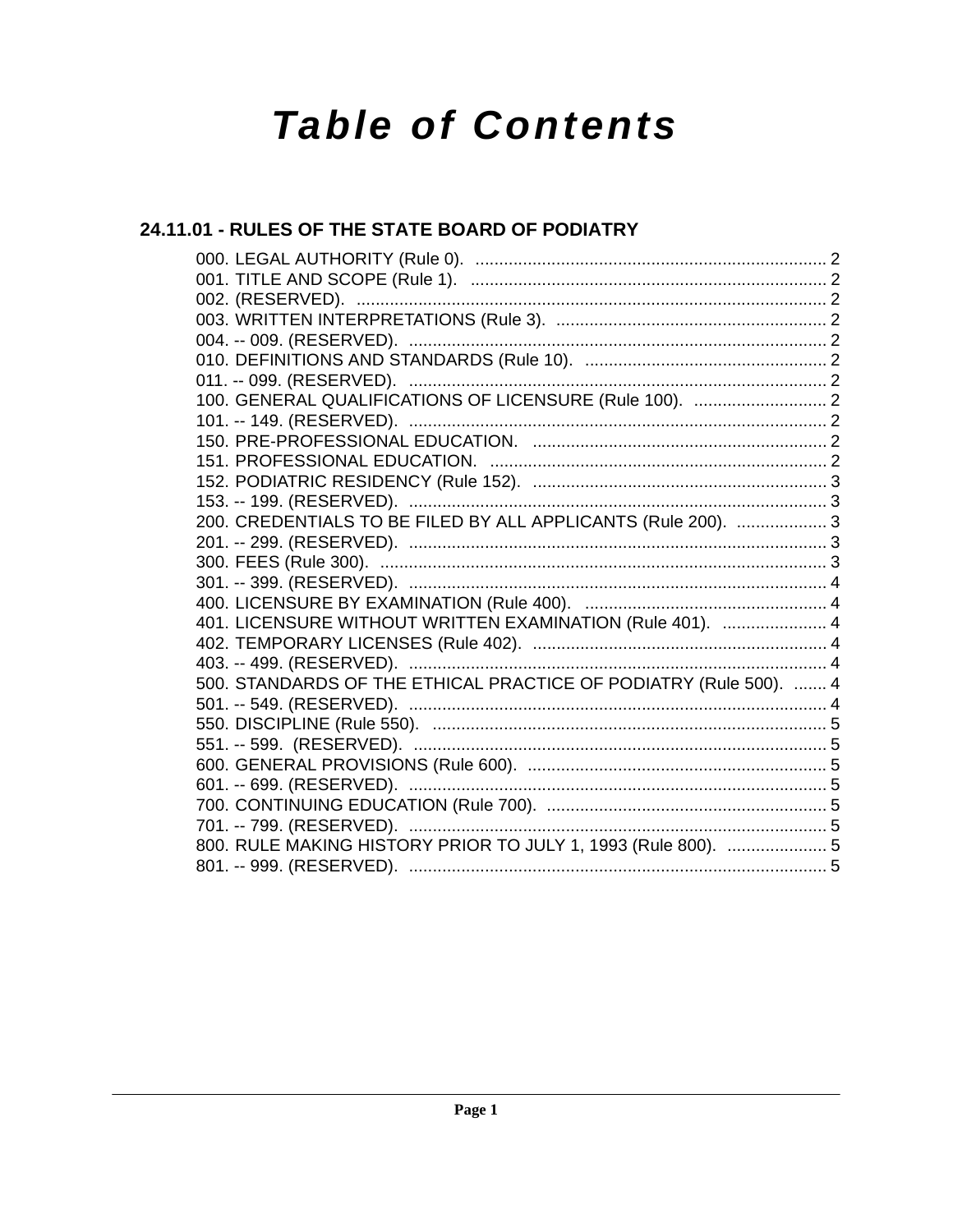# Table of Contents

## 24.11.01 - RULES OF THE STATE BOARD OF PODIATRY

000. LEGAL AUTHORITY (Rule 0). .......... 2
001. TITLE AND SCOPE (Rule 1). .......... 2
002. (RESERVED). .......... 2
003. WRITTEN INTERPRETATIONS (Rule 3). .......... 2
004. -- 009. (RESERVED). .......... 2
010. DEFINITIONS AND STANDARDS (Rule 10). .......... 2
011. -- 099. (RESERVED). .......... 2
100. GENERAL QUALIFICATIONS OF LICENSURE (Rule 100). .......... 2
101. -- 149. (RESERVED). .......... 2
150. PRE-PROFESSIONAL EDUCATION. .......... 2
151. PROFESSIONAL EDUCATION. .......... 2
152. PODIATRIC RESIDENCY (Rule 152). .......... 3
153. -- 199. (RESERVED). .......... 3
200. CREDENTIALS TO BE FILED BY ALL APPLICANTS (Rule 200). .......... 3
201. -- 299. (RESERVED). .......... 3
300. FEES (Rule 300). .......... 3
301. -- 399. (RESERVED). .......... 4
400. LICENSURE BY EXAMINATION (Rule 400). .......... 4
401. LICENSURE WITHOUT WRITTEN EXAMINATION (Rule 401). .......... 4
402. TEMPORARY LICENSES (Rule 402). .......... 4
403. -- 499. (RESERVED). .......... 4
500. STANDARDS OF THE ETHICAL PRACTICE OF PODIATRY (Rule 500). .......... 4
501. -- 549. (RESERVED). .......... 4
550. DISCIPLINE (Rule 550). .......... 5
551. -- 599. (RESERVED). .......... 5
600. GENERAL PROVISIONS (Rule 600). .......... 5
601. -- 699. (RESERVED). .......... 5
700. CONTINUING EDUCATION (Rule 700). .......... 5
701. -- 799. (RESERVED). .......... 5
800. RULE MAKING HISTORY PRIOR TO JULY 1, 1993 (Rule 800). .......... 5
801. -- 999. (RESERVED). .......... 5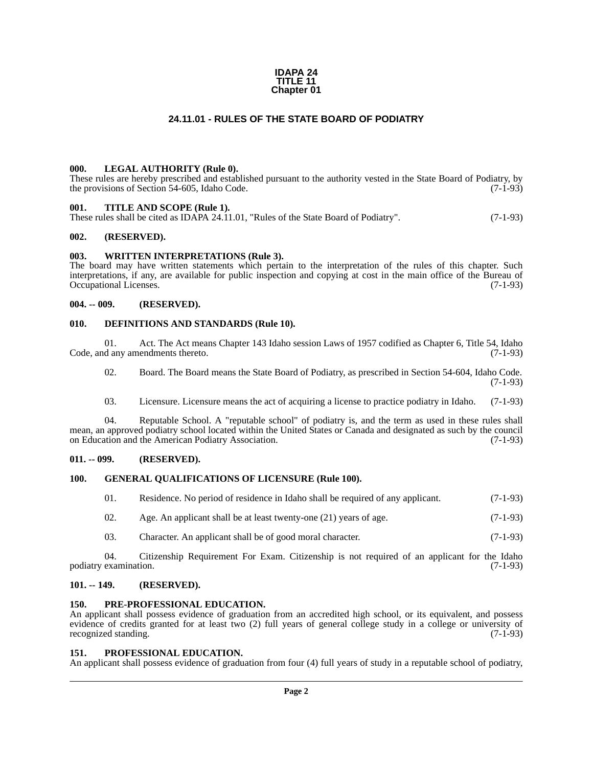**IDAPA 24**
**TITLE 11**
**Chapter 01**

# 24.11.01 - RULES OF THE STATE BOARD OF PODIATRY

### 000. LEGAL AUTHORITY (Rule 0).

These rules are hereby prescribed and established pursuant to the authority vested in the State Board of Podiatry, by the provisions of Section 54-605, Idaho Code. (7-1-93)

### 001. TITLE AND SCOPE (Rule 1).

These rules shall be cited as IDAPA 24.11.01, "Rules of the State Board of Podiatry". (7-1-93)

### 002. (RESERVED).

### 003. WRITTEN INTERPRETATIONS (Rule 3).

The board may have written statements which pertain to the interpretation of the rules of this chapter. Such interpretations, if any, are available for public inspection and copying at cost in the main office of the Bureau of Occupational Licenses. (7-1-93)

### 004. -- 009. (RESERVED).

### 010. DEFINITIONS AND STANDARDS (Rule 10).

01. Act. The Act means Chapter 143 Idaho session Laws of 1957 codified as Chapter 6, Title 54, Idaho Code, and any amendments thereto. (7-1-93)

02. Board. The Board means the State Board of Podiatry, as prescribed in Section 54-604, Idaho Code. (7-1-93)

03. Licensure. Licensure means the act of acquiring a license to practice podiatry in Idaho. (7-1-93)

04. Reputable School. A "reputable school" of podiatry is, and the term as used in these rules shall mean, an approved podiatry school located within the United States or Canada and designated as such by the council on Education and the American Podiatry Association. (7-1-93)

### 011. -- 099. (RESERVED).

### 100. GENERAL QUALIFICATIONS OF LICENSURE (Rule 100).

01. Residence. No period of residence in Idaho shall be required of any applicant. (7-1-93)

02. Age. An applicant shall be at least twenty-one (21) years of age. (7-1-93)

03. Character. An applicant shall be of good moral character. (7-1-93)

04. Citizenship Requirement For Exam. Citizenship is not required of an applicant for the Idaho podiatry examination. (7-1-93)

### 101. -- 149. (RESERVED).

### 150. PRE-PROFESSIONAL EDUCATION.

An applicant shall possess evidence of graduation from an accredited high school, or its equivalent, and possess evidence of credits granted for at least two (2) full years of general college study in a college or university of recognized standing. (7-1-93)

### 151. PROFESSIONAL EDUCATION.

An applicant shall possess evidence of graduation from four (4) full years of study in a reputable school of podiatry,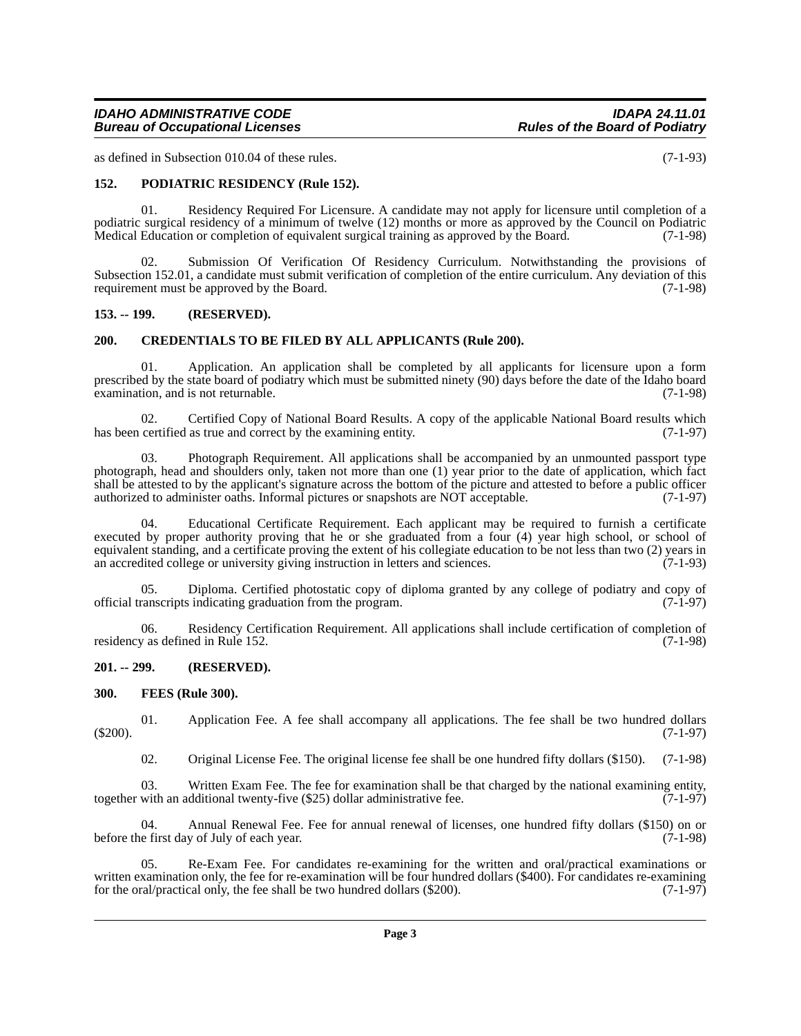as defined in Subsection 010.04 of these rules. (7-1-93)

### 152. PODIATRIC RESIDENCY (Rule 152).

01. Residency Required For Licensure. A candidate may not apply for licensure until completion of a podiatric surgical residency of a minimum of twelve (12) months or more as approved by the Council on Podiatric Medical Education or completion of equivalent surgical training as approved by the Board. (7-1-98)

02. Submission Of Verification Of Residency Curriculum. Notwithstanding the provisions of Subsection 152.01, a candidate must submit verification of completion of the entire curriculum. Any deviation of this requirement must be approved by the Board. (7-1-98)

### 153. -- 199. (RESERVED).

### 200. CREDENTIALS TO BE FILED BY ALL APPLICANTS (Rule 200).

01. Application. An application shall be completed by all applicants for licensure upon a form prescribed by the state board of podiatry which must be submitted ninety (90) days before the date of the Idaho board examination, and is not returnable. (7-1-98)

02. Certified Copy of National Board Results. A copy of the applicable National Board results which has been certified as true and correct by the examining entity. (7-1-97)

03. Photograph Requirement. All applications shall be accompanied by an unmounted passport type photograph, head and shoulders only, taken not more than one (1) year prior to the date of application, which fact shall be attested to by the applicant's signature across the bottom of the picture and attested to before a public officer authorized to administer oaths. Informal pictures or snapshots are NOT acceptable. (7-1-97)

04. Educational Certificate Requirement. Each applicant may be required to furnish a certificate executed by proper authority proving that he or she graduated from a four (4) year high school, or school of equivalent standing, and a certificate proving the extent of his collegiate education to be not less than two (2) years in an accredited college or university giving instruction in letters and sciences. (7-1-93)

05. Diploma. Certified photostatic copy of diploma granted by any college of podiatry and copy of official transcripts indicating graduation from the program. (7-1-97)

06. Residency Certification Requirement. All applications shall include certification of completion of residency as defined in Rule 152. (7-1-98)

### 201. -- 299. (RESERVED).

### 300. FEES (Rule 300).

01. Application Fee. A fee shall accompany all applications. The fee shall be two hundred dollars ($200). (7-1-97)

02. Original License Fee. The original license fee shall be one hundred fifty dollars ($150). (7-1-98)

03. Written Exam Fee. The fee for examination shall be that charged by the national examining entity, together with an additional twenty-five ($25) dollar administrative fee. (7-1-97)

04. Annual Renewal Fee. Fee for annual renewal of licenses, one hundred fifty dollars ($150) on or before the first day of July of each year. (7-1-98)

05. Re-Exam Fee. For candidates re-examining for the written and oral/practical examinations or written examination only, the fee for re-examination will be four hundred dollars ($400). For candidates re-examining for the oral/practical only, the fee shall be two hundred dollars ($200). (7-1-97)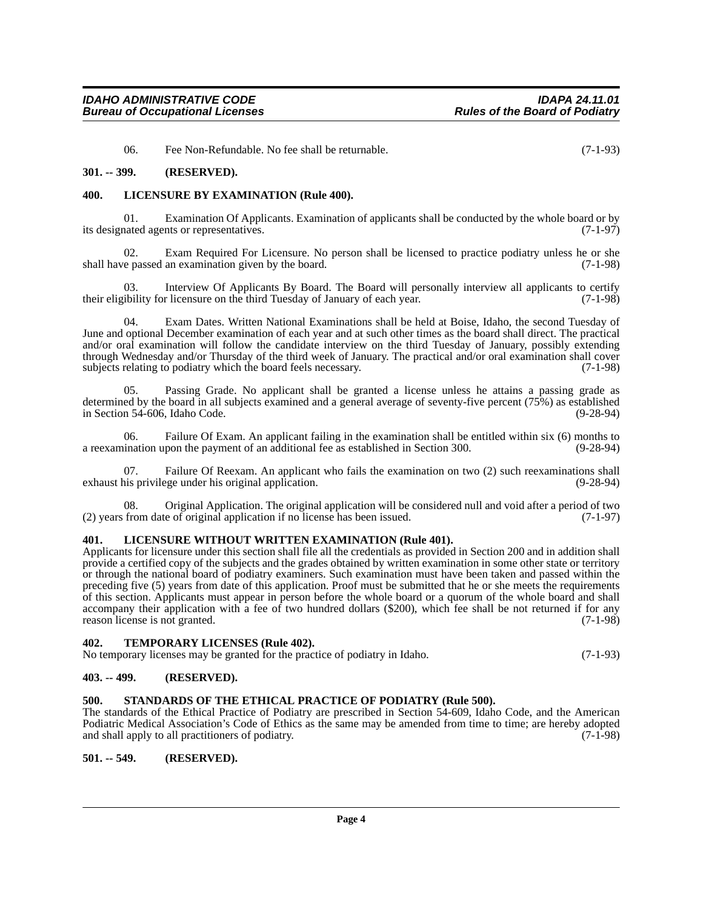06. Fee Non-Refundable. No fee shall be returnable. (7-1-93)

## 301. -- 399. (RESERVED).

## 400. LICENSURE BY EXAMINATION (Rule 400).

01. Examination Of Applicants. Examination of applicants shall be conducted by the whole board or by its designated agents or representatives. (7-1-97)

02. Exam Required For Licensure. No person shall be licensed to practice podiatry unless he or she shall have passed an examination given by the board. (7-1-98)

03. Interview Of Applicants By Board. The Board will personally interview all applicants to certify their eligibility for licensure on the third Tuesday of January of each year. (7-1-98)

04. Exam Dates. Written National Examinations shall be held at Boise, Idaho, the second Tuesday of June and optional December examination of each year and at such other times as the board shall direct. The practical and/or oral examination will follow the candidate interview on the third Tuesday of January, possibly extending through Wednesday and/or Thursday of the third week of January. The practical and/or oral examination shall cover subjects relating to podiatry which the board feels necessary. (7-1-98)

05. Passing Grade. No applicant shall be granted a license unless he attains a passing grade as determined by the board in all subjects examined and a general average of seventy-five percent (75%) as established in Section 54-606, Idaho Code. (9-28-94)

06. Failure Of Exam. An applicant failing in the examination shall be entitled within six (6) months to a reexamination upon the payment of an additional fee as established in Section 300. (9-28-94)

07. Failure Of Reexam. An applicant who fails the examination on two (2) such reexaminations shall exhaust his privilege under his original application. (9-28-94)

08. Original Application. The original application will be considered null and void after a period of two (2) years from date of original application if no license has been issued. (7-1-97)

## 401. LICENSURE WITHOUT WRITTEN EXAMINATION (Rule 401).

Applicants for licensure under this section shall file all the credentials as provided in Section 200 and in addition shall provide a certified copy of the subjects and the grades obtained by written examination in some other state or territory or through the national board of podiatry examiners. Such examination must have been taken and passed within the preceding five (5) years from date of this application. Proof must be submitted that he or she meets the requirements of this section. Applicants must appear in person before the whole board or a quorum of the whole board and shall accompany their application with a fee of two hundred dollars ($200), which fee shall be not returned if for any reason license is not granted. (7-1-98)

## 402. TEMPORARY LICENSES (Rule 402).

No temporary licenses may be granted for the practice of podiatry in Idaho. (7-1-93)

## 403. -- 499. (RESERVED).

## 500. STANDARDS OF THE ETHICAL PRACTICE OF PODIATRY (Rule 500).

The standards of the Ethical Practice of Podiatry are prescribed in Section 54-609, Idaho Code, and the American Podiatric Medical Association's Code of Ethics as the same may be amended from time to time; are hereby adopted and shall apply to all practitioners of podiatry. (7-1-98)

## 501. -- 549. (RESERVED).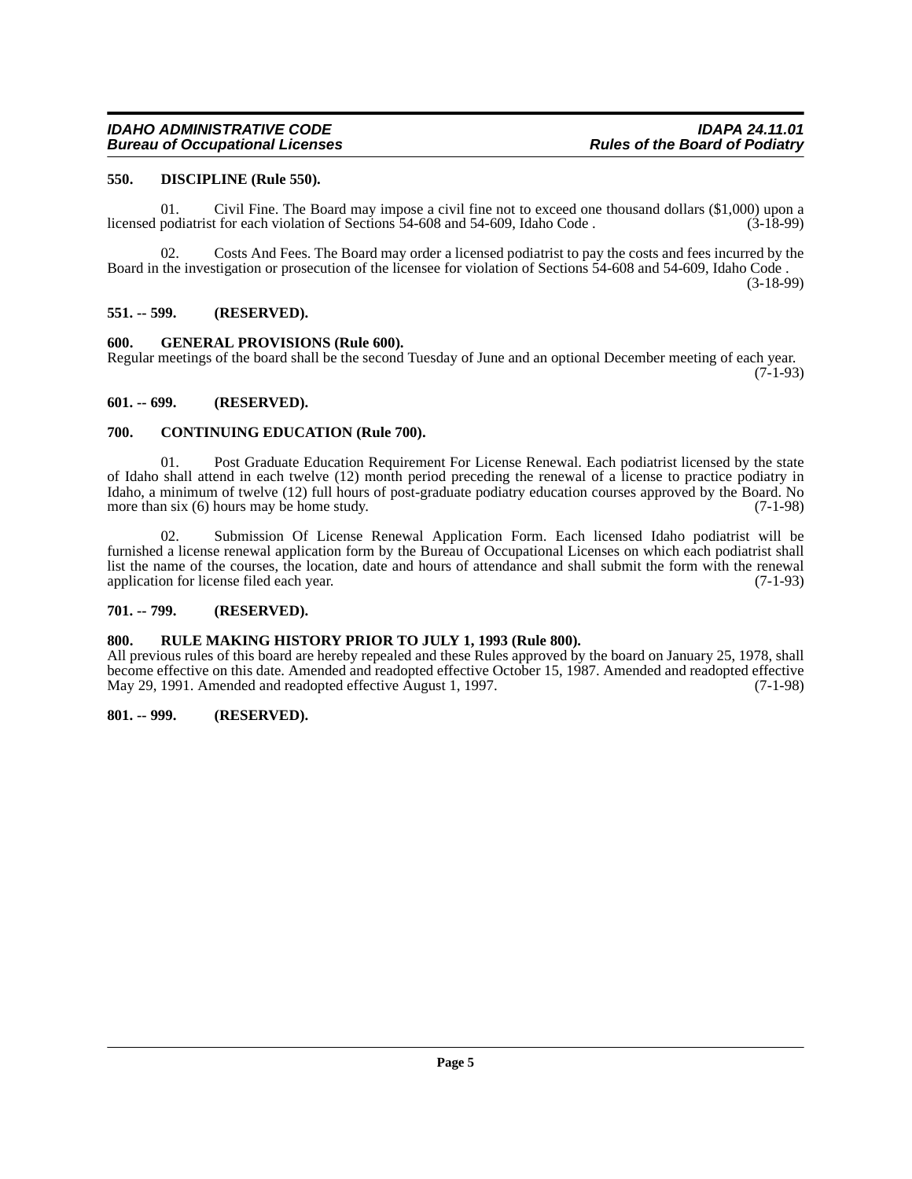### 550. DISCIPLINE (Rule 550).

01. Civil Fine. The Board may impose a civil fine not to exceed one thousand dollars ($1,000) upon a licensed podiatrist for each violation of Sections 54-608 and 54-609, Idaho Code . (3-18-99)

02. Costs And Fees. The Board may order a licensed podiatrist to pay the costs and fees incurred by the Board in the investigation or prosecution of the licensee for violation of Sections 54-608 and 54-609, Idaho Code . (3-18-99)

### 551. -- 599. (RESERVED).

### 600. GENERAL PROVISIONS (Rule 600).

Regular meetings of the board shall be the second Tuesday of June and an optional December meeting of each year. (7-1-93)

### 601. -- 699. (RESERVED).

### 700. CONTINUING EDUCATION (Rule 700).

01. Post Graduate Education Requirement For License Renewal. Each podiatrist licensed by the state of Idaho shall attend in each twelve (12) month period preceding the renewal of a license to practice podiatry in Idaho, a minimum of twelve (12) full hours of post-graduate podiatry education courses approved by the Board. No more than six (6) hours may be home study. (7-1-98)

02. Submission Of License Renewal Application Form. Each licensed Idaho podiatrist will be furnished a license renewal application form by the Bureau of Occupational Licenses on which each podiatrist shall list the name of the courses, the location, date and hours of attendance and shall submit the form with the renewal application for license filed each year. (7-1-93)

### 701. -- 799. (RESERVED).

### 800. RULE MAKING HISTORY PRIOR TO JULY 1, 1993 (Rule 800).

All previous rules of this board are hereby repealed and these Rules approved by the board on January 25, 1978, shall become effective on this date. Amended and readopted effective October 15, 1987. Amended and readopted effective May 29, 1991. Amended and readopted effective August 1, 1997. (7-1-98)

### 801. -- 999. (RESERVED).